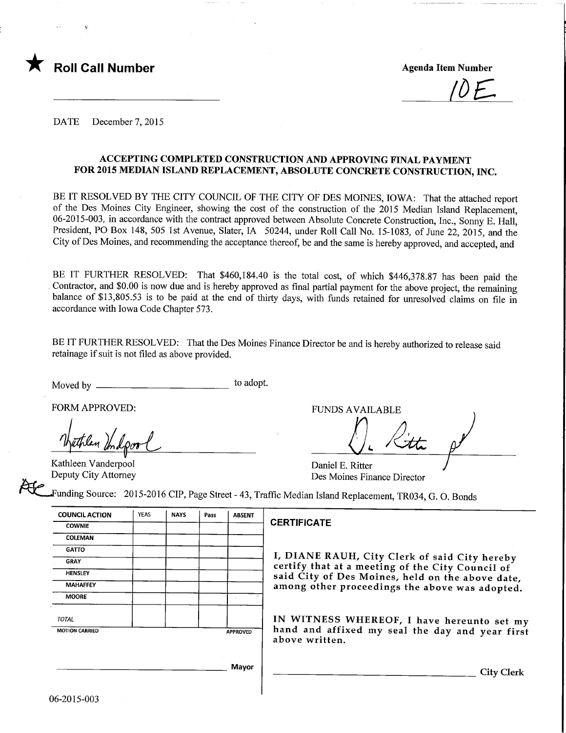★ **Roll Call Number**

**Agenda Item Number**

10E

DATE December 7, 2015

**ACCEPTING COMPLETED CONSTRUCTION AND APPROVING FINAL PAYMENT FOR 2015 MEDIAN ISLAND REPLACEMENT, ABSOLUTE CONCRETE CONSTRUCTION, INC.**

BE IT RESOLVED BY THE CITY COUNCIL OF THE CITY OF DES MOINES, IOWA: That the attached report of the Des Moines City Engineer, showing the cost of the construction of the 2015 Median Island Replacement, 06-2015-003, in accordance with the contract approved between Absolute Concrete Construction, Inc., Sonny E. Hall, President, PO Box 148, 505 1st Avenue, Slater, IA 50244, under Roll Call No. 15-1083, of June 22, 2015, and the City of Des Moines, and recommending the acceptance thereof, be and the same is hereby approved, and accepted, and

BE IT FURTHER RESOLVED: That $460,184.40 is the total cost, of which $446,378.87 has been paid the Contractor, and $0.00 is now due and is hereby approved as final partial payment for the above project, the remaining balance of $13,805.53 is to be paid at the end of thirty days, with funds retained for unresolved claims on file in accordance with Iowa Code Chapter 573.

BE IT FURTHER RESOLVED: That the Des Moines Finance Director be and is hereby authorized to release said retainage if suit is not filed as above provided.

Moved by \_\_\_\_\_\_\_\_\_\_\_\_\_\_\_\_\_\_\_\_ to adopt.

FORM APPROVED:

Kathleen Vanderpool
Deputy City Attorney

FUNDS AVAILABLE

Daniel E. Ritter
Des Moines Finance Director

Funding Source: 2015-2016 CIP, Page Street - 43, Traffic Median Island Replacement, TR034, G. O. Bonds

| COUNCIL ACTION | YEAS | NAYS | Pass | ABSENT |
|---|---|---|---|---|
| COWNIE | | | | |
| COLEMAN | | | | |
| GATTO | | | | |
| GRAY | | | | |
| HENSLEY | | | | |
| MAHAFFEY | | | | |
| MOORE | | | | |
| TOTAL | | | | |
| MOTION CARRIED | | | | APPROVED |

\_\_\_\_\_\_\_\_\_\_\_\_\_\_\_\_\_\_\_\_ Mayor

**CERTIFICATE**

I, DIANE RAUH, City Clerk of said City hereby certify that at a meeting of the City Council of said City of Des Moines, held on the above date, among other proceedings the above was adopted.

IN WITNESS WHEREOF, I have hereunto set my hand and affixed my seal the day and year first above written.

\_\_\_\_\_\_\_\_\_\_\_\_\_\_\_\_\_\_\_\_ City Clerk

06-2015-003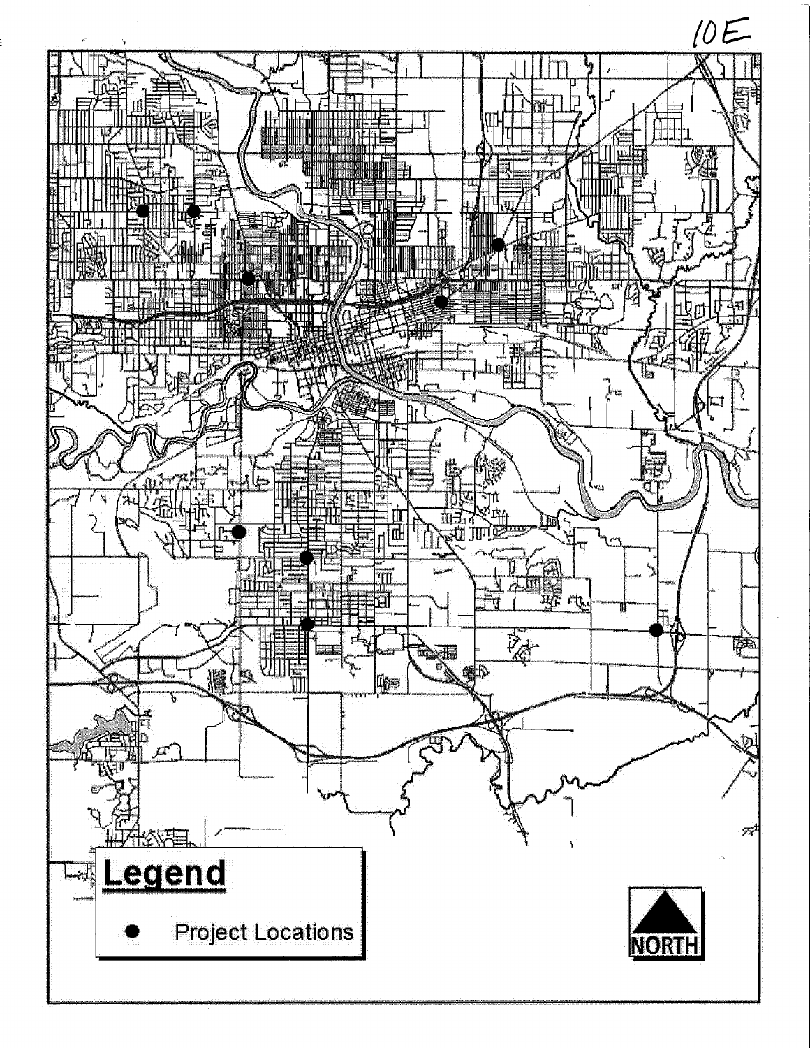10E

# Legend

● Project Locations

NORTH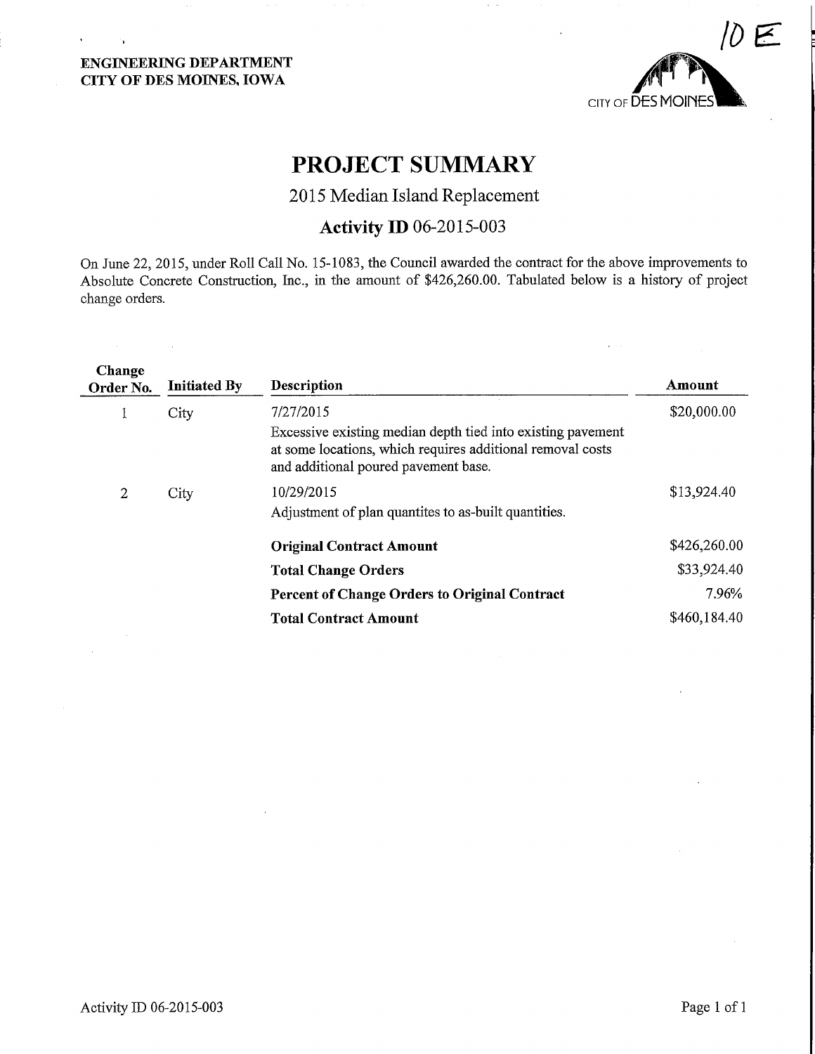**ENGINEERING DEPARTMENT**
**CITY OF DES MOINES, IOWA**

10 E

# PROJECT SUMMARY

## 2015 Median Island Replacement

### Activity ID 06-2015-003

On June 22, 2015, under Roll Call No. 15-1083, the Council awarded the contract for the above improvements to Absolute Concrete Construction, Inc., in the amount of $426,260.00. Tabulated below is a history of project change orders.

| Change Order No. | Initiated By | Description | Amount |
|---|---|---|---|
| 1 | City | 7/27/2015<br>Excessive existing median depth tied into existing pavement at some locations, which requires additional removal costs and additional poured pavement base. | $20,000.00 |
| 2 | City | 10/29/2015<br>Adjustment of plan quantites to as-built quantities. | $13,924.40 |
| | | **Original Contract Amount** | $426,260.00 |
| | | **Total Change Orders** | $33,924.40 |
| | | **Percent of Change Orders to Original Contract** | 7.96% |
| | | **Total Contract Amount** | $460,184.40 |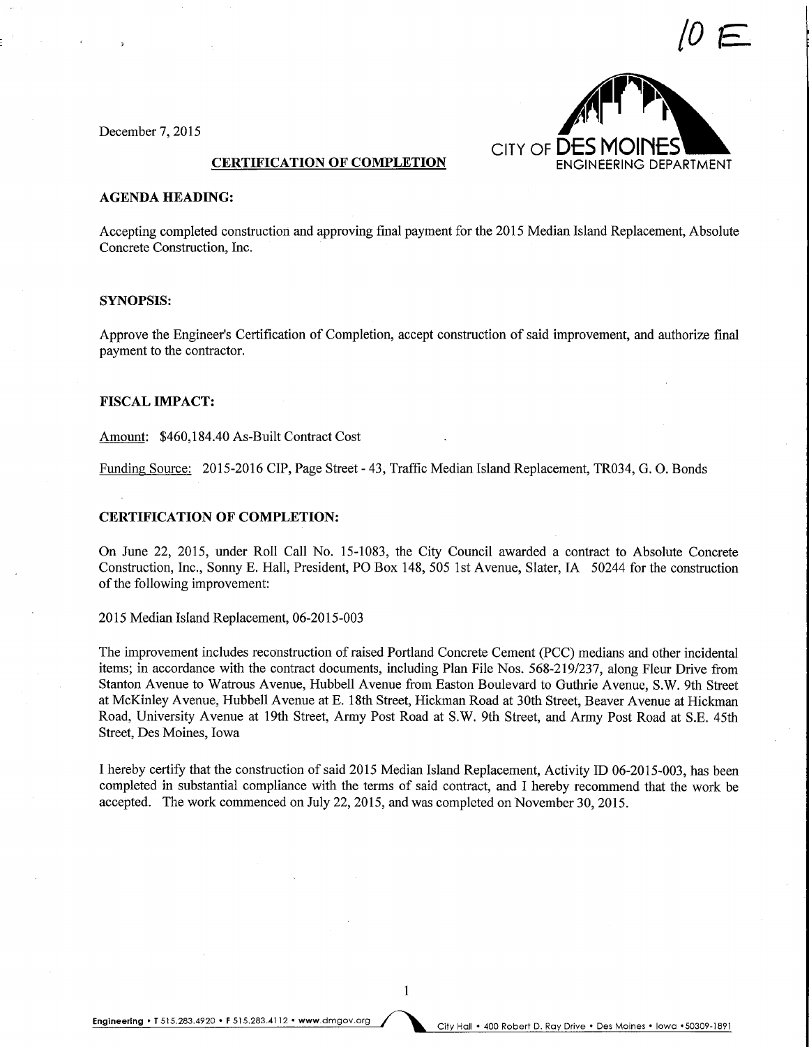10 E

December 7, 2015

CITY OF DES MOINES
ENGINEERING DEPARTMENT

**CERTIFICATION OF COMPLETION**

**AGENDA HEADING:**

Accepting completed construction and approving final payment for the 2015 Median Island Replacement, Absolute Concrete Construction, Inc.

**SYNOPSIS:**

Approve the Engineer's Certification of Completion, accept construction of said improvement, and authorize final payment to the contractor.

**FISCAL IMPACT:**

Amount: $460,184.40 As-Built Contract Cost

Funding Source: 2015-2016 CIP, Page Street - 43, Traffic Median Island Replacement, TR034, G. O. Bonds

**CERTIFICATION OF COMPLETION:**

On June 22, 2015, under Roll Call No. 15-1083, the City Council awarded a contract to Absolute Concrete Construction, Inc., Sonny E. Hall, President, PO Box 148, 505 1st Avenue, Slater, IA 50244 for the construction of the following improvement:

2015 Median Island Replacement, 06-2015-003

The improvement includes reconstruction of raised Portland Concrete Cement (PCC) medians and other incidental items; in accordance with the contract documents, including Plan File Nos. 568-219/237, along Fleur Drive from Stanton Avenue to Watrous Avenue, Hubbell Avenue from Easton Boulevard to Guthrie Avenue, S.W. 9th Street at McKinley Avenue, Hubbell Avenue at E. 18th Street, Hickman Road at 30th Street, Beaver Avenue at Hickman Road, University Avenue at 19th Street, Army Post Road at S.W. 9th Street, and Army Post Road at S.E. 45th Street, Des Moines, Iowa

I hereby certify that the construction of said 2015 Median Island Replacement, Activity ID 06-2015-003, has been completed in substantial compliance with the terms of said contract, and I hereby recommend that the work be accepted. The work commenced on July 22, 2015, and was completed on November 30, 2015.

Engineering • T 515.283.4920 • F 515.283.4112 • www.dmgov.org City Hall • 400 Robert D. Ray Drive • Des Moines • Iowa • 50309-1891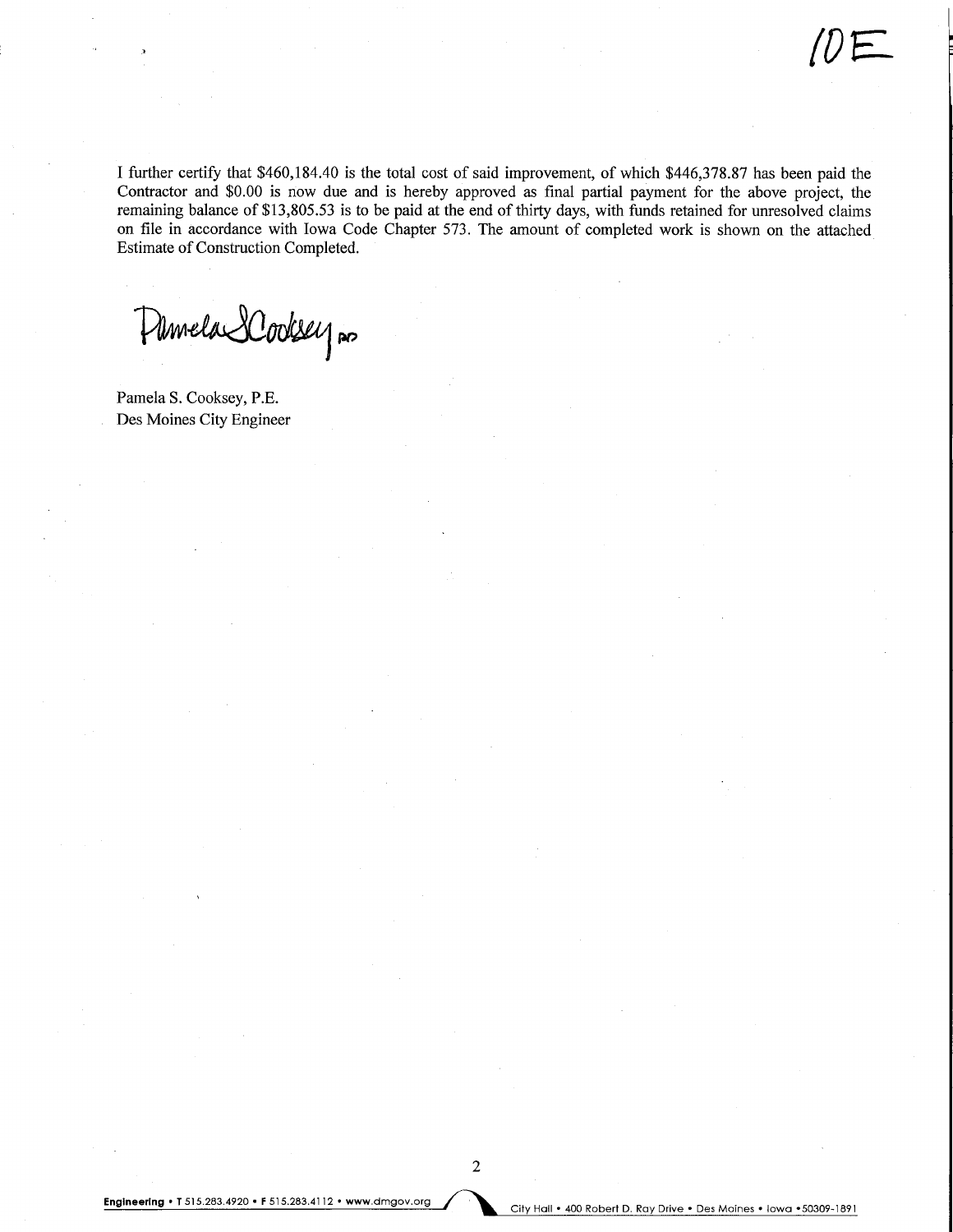10E

I further certify that $460,184.40 is the total cost of said improvement, of which $446,378.87 has been paid the Contractor and $0.00 is now due and is hereby approved as final partial payment for the above project, the remaining balance of $13,805.53 is to be paid at the end of thirty days, with funds retained for unresolved claims on file in accordance with Iowa Code Chapter 573. The amount of completed work is shown on the attached Estimate of Construction Completed.

Pamela S Cooksey

Pamela S. Cooksey, P.E.
Des Moines City Engineer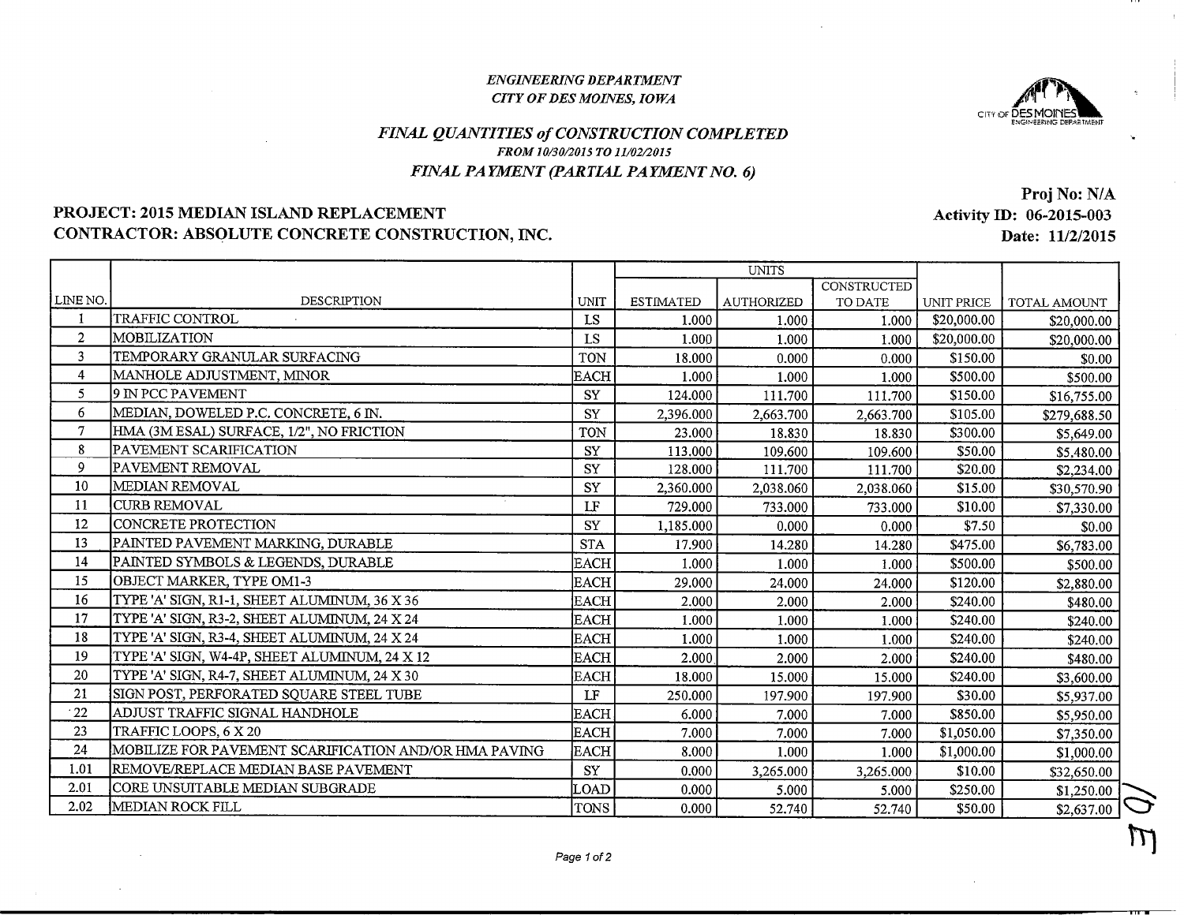*ENGINEERING DEPARTMENT*
*CITY OF DES MOINES, IOWA*

## *FINAL QUANTITIES of CONSTRUCTION COMPLETED*

***FROM 10/30/2015 TO 11/02/2015***

***FINAL PAYMENT (PARTIAL PAYMENT NO. 6)***

**PROJECT: 2015 MEDIAN ISLAND REPLACEMENT**
**CONTRACTOR: ABSOLUTE CONCRETE CONSTRUCTION, INC.**

**Proj No: N/A**
**Activity ID: 06-2015-003**
**Date: 11/2/2015**

| LINE NO. | DESCRIPTION | UNIT | UNITS | | | UNIT PRICE | TOTAL AMOUNT |
|---|---|---|---|---|---|---|---|
| | | | ESTIMATED | AUTHORIZED | CONSTRUCTED TO DATE | | |
| 1 | TRAFFIC CONTROL | LS | 1.000 | 1.000 | 1.000 | $20,000.00 | $20,000.00 |
| 2 | MOBILIZATION | LS | 1.000 | 1.000 | 1.000 | $20,000.00 | $20,000.00 |
| 3 | TEMPORARY GRANULAR SURFACING | TON | 18.000 | 0.000 | 0.000 | $150.00 | $0.00 |
| 4 | MANHOLE ADJUSTMENT, MINOR | EACH | 1.000 | 1.000 | 1.000 | $500.00 | $500.00 |
| 5 | 9 IN PCC PAVEMENT | SY | 124.000 | 111.700 | 111.700 | $150.00 | $16,755.00 |
| 6 | MEDIAN, DOWELED P.C. CONCRETE, 6 IN. | SY | 2,396.000 | 2,663.700 | 2,663.700 | $105.00 | $279,688.50 |
| 7 | HMA (3M ESAL) SURFACE, 1/2", NO FRICTION | TON | 23.000 | 18.830 | 18.830 | $300.00 | $5,649.00 |
| 8 | PAVEMENT SCARIFICATION | SY | 113.000 | 109.600 | 109.600 | $50.00 | $5,480.00 |
| 9 | PAVEMENT REMOVAL | SY | 128.000 | 111.700 | 111.700 | $20.00 | $2,234.00 |
| 10 | MEDIAN REMOVAL | SY | 2,360.000 | 2,038.060 | 2,038.060 | $15.00 | $30,570.90 |
| 11 | CURB REMOVAL | LF | 729.000 | 733.000 | 733.000 | $10.00 | $7,330.00 |
| 12 | CONCRETE PROTECTION | SY | 1,185.000 | 0.000 | 0.000 | $7.50 | $0.00 |
| 13 | PAINTED PAVEMENT MARKING, DURABLE | STA | 17.900 | 14.280 | 14.280 | $475.00 | $6,783.00 |
| 14 | PAINTED SYMBOLS & LEGENDS, DURABLE | EACH | 1.000 | 1.000 | 1.000 | $500.00 | $500.00 |
| 15 | OBJECT MARKER, TYPE OM1-3 | EACH | 29.000 | 24.000 | 24.000 | $120.00 | $2,880.00 |
| 16 | TYPE 'A' SIGN, R1-1, SHEET ALUMINUM, 36 X 36 | EACH | 2.000 | 2.000 | 2.000 | $240.00 | $480.00 |
| 17 | TYPE 'A' SIGN, R3-2, SHEET ALUMINUM, 24 X 24 | EACH | 1.000 | 1.000 | 1.000 | $240.00 | $240.00 |
| 18 | TYPE 'A' SIGN, R3-4, SHEET ALUMINUM, 24 X 24 | EACH | 1.000 | 1.000 | 1.000 | $240.00 | $240.00 |
| 19 | TYPE 'A' SIGN, W4-4P, SHEET ALUMINUM, 24 X 12 | EACH | 2.000 | 2.000 | 2.000 | $240.00 | $480.00 |
| 20 | TYPE 'A' SIGN, R4-7, SHEET ALUMINUM, 24 X 30 | EACH | 18.000 | 15.000 | 15.000 | $240.00 | $3,600.00 |
| 21 | SIGN POST, PERFORATED SQUARE STEEL TUBE | LF | 250.000 | 197.900 | 197.900 | $30.00 | $5,937.00 |
| 22 | ADJUST TRAFFIC SIGNAL HANDHOLE | EACH | 6.000 | 7.000 | 7.000 | $850.00 | $5,950.00 |
| 23 | TRAFFIC LOOPS, 6 X 20 | EACH | 7.000 | 7.000 | 7.000 | $1,050.00 | $7,350.00 |
| 24 | MOBILIZE FOR PAVEMENT SCARIFICATION AND/OR HMA PAVING | EACH | 8.000 | 1.000 | 1.000 | $1,000.00 | $1,000.00 |
| 1.01 | REMOVE/REPLACE MEDIAN BASE PAVEMENT | SY | 0.000 | 3,265.000 | 3,265.000 | $10.00 | $32,650.00 |
| 2.01 | CORE UNSUITABLE MEDIAN SUBGRADE | LOAD | 0.000 | 5.000 | 5.000 | $250.00 | $1,250.00 |
| 2.02 | MEDIAN ROCK FILL | TONS | 0.000 | 52.740 | 52.740 | $50.00 | $2,637.00 |

10E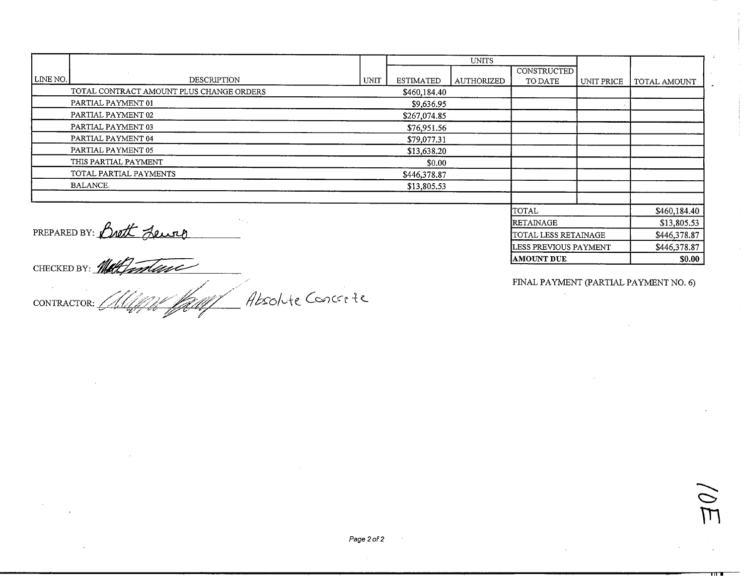| LINE NO. | DESCRIPTION | UNIT | UNITS ESTIMATED | UNITS AUTHORIZED | CONSTRUCTED TO DATE | UNIT PRICE | TOTAL AMOUNT |
|---|---|---|---|---|---|---|---|
| | TOTAL CONTRACT AMOUNT PLUS CHANGE ORDERS | | $460,184.40 | | | | |
| | PARTIAL PAYMENT 01 | | $9,636.95 | | | | |
| | PARTIAL PAYMENT 02 | | $267,074.85 | | | | |
| | PARTIAL PAYMENT 03 | | $76,951.56 | | | | |
| | PARTIAL PAYMENT 04 | | $79,077.31 | | | | |
| | PARTIAL PAYMENT 05 | | $13,638.20 | | | | |
| | THIS PARTIAL PAYMENT | | $0.00 | | | | |
| | TOTAL PARTIAL PAYMENTS | | $446,378.87 | | | | |
| | BALANCE. | | $13,805.53 | | | | |
| | | | | | | | |

| | |
|---|---|
| TOTAL | $460,184.40 |
| RETAINAGE | $13,805.53 |
| TOTAL LESS RETAINAGE | $446,378.87 |
| LESS PREVIOUS PAYMENT | $446,378.87 |
| **AMOUNT DUE** | **$0.00** |

FINAL PAYMENT (PARTIAL PAYMENT NO. 6)

PREPARED BY: Brett Lewis

CHECKED BY: Matt [signature]

CONTRACTOR: [signature] Absolute Concrete

10E